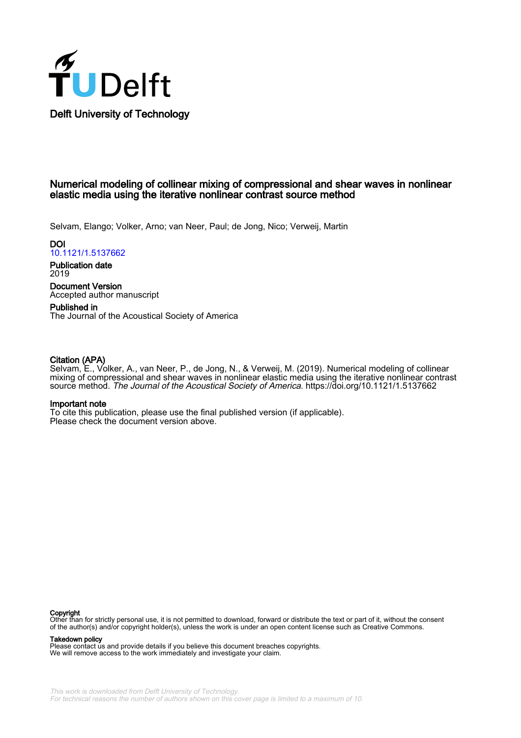Delft University of Technology

# Numerical modeling of collinear mixing of compressional and shear waves in nonlinear elastic media using the iterative nonlinear contrast source method

Selvam, Elango; Volker, Arno; van Neer, Paul; de Jong, Nico; Verweij, Martin

**DOI**
10.1121/1.5137662

**Publication date**
2019

**Document Version**
Accepted author manuscript

**Published in**
The Journal of the Acoustical Society of America

**Citation (APA)**
Selvam, E., Volker, A., van Neer, P., de Jong, N., & Verweij, M. (2019). Numerical modeling of collinear mixing of compressional and shear waves in nonlinear elastic media using the iterative nonlinear contrast source method. *The Journal of the Acoustical Society of America*. https://doi.org/10.1121/1.5137662

**Important note**
To cite this publication, please use the final published version (if applicable).
Please check the document version above.

**Copyright**
Other than for strictly personal use, it is not permitted to download, forward or distribute the text or part of it, without the consent of the author(s) and/or copyright holder(s), unless the work is under an open content license such as Creative Commons.

**Takedown policy**
Please contact us and provide details if you believe this document breaches copyrights.
We will remove access to the work immediately and investigate your claim.

*This work is downloaded from Delft University of Technology.*
*For technical reasons the number of authors shown on this cover page is limited to a maximum of 10.*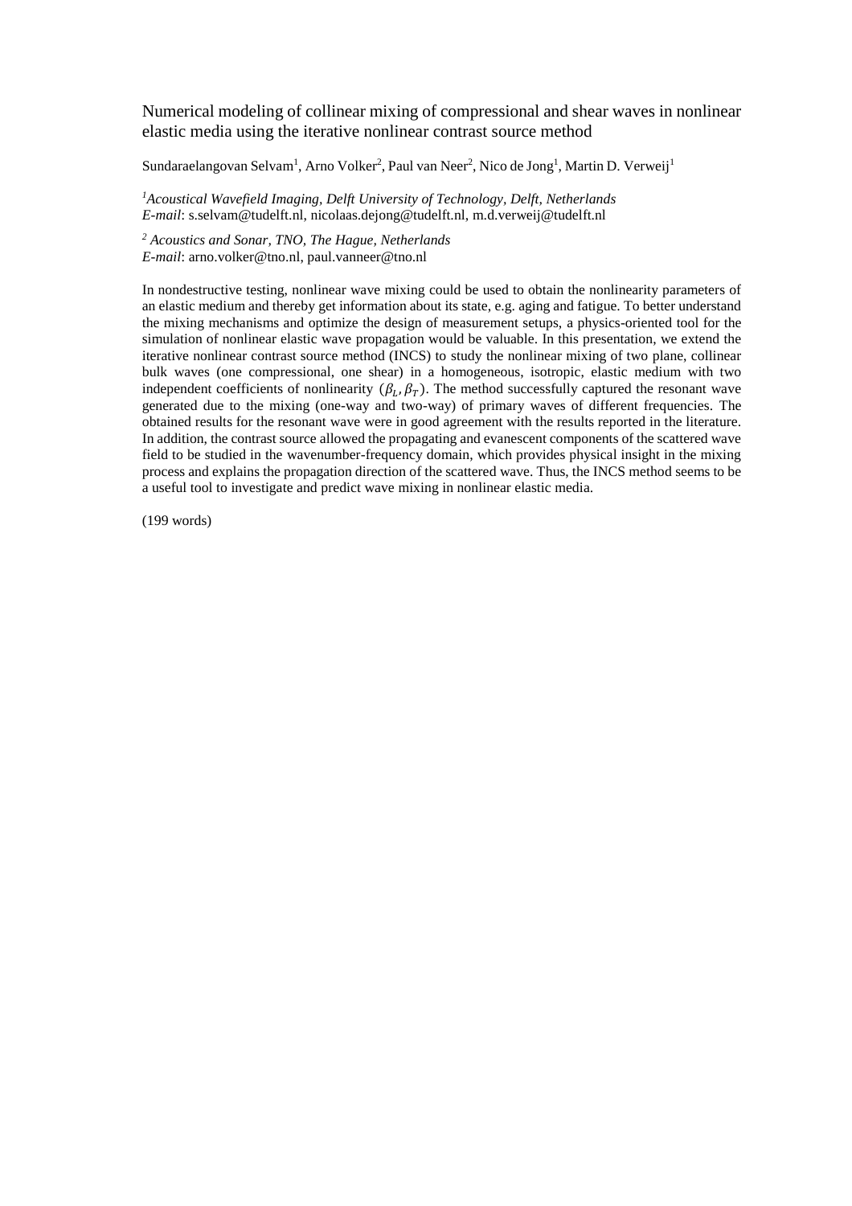# Numerical modeling of collinear mixing of compressional and shear waves in nonlinear elastic media using the iterative nonlinear contrast source method

Sundaraelangovan Selvam[1], Arno Volker[2], Paul van Neer[2], Nico de Jong[1], Martin D. Verweij[1]

[1]*Acoustical Wavefield Imaging, Delft University of Technology, Delft, Netherlands*
*E-mail*: s.selvam@tudelft.nl, nicolaas.dejong@tudelft.nl, m.d.verweij@tudelft.nl

[2] *Acoustics and Sonar, TNO, The Hague, Netherlands*
*E-mail*: arno.volker@tno.nl, paul.vanneer@tno.nl

In nondestructive testing, nonlinear wave mixing could be used to obtain the nonlinearity parameters of an elastic medium and thereby get information about its state, e.g. aging and fatigue. To better understand the mixing mechanisms and optimize the design of measurement setups, a physics-oriented tool for the simulation of nonlinear elastic wave propagation would be valuable. In this presentation, we extend the iterative nonlinear contrast source method (INCS) to study the nonlinear mixing of two plane, collinear bulk waves (one compressional, one shear) in a homogeneous, isotropic, elastic medium with two independent coefficients of nonlinearity $(\beta_L, \beta_T)$. The method successfully captured the resonant wave generated due to the mixing (one-way and two-way) of primary waves of different frequencies. The obtained results for the resonant wave were in good agreement with the results reported in the literature. In addition, the contrast source allowed the propagating and evanescent components of the scattered wave field to be studied in the wavenumber-frequency domain, which provides physical insight in the mixing process and explains the propagation direction of the scattered wave. Thus, the INCS method seems to be a useful tool to investigate and predict wave mixing in nonlinear elastic media.

(199 words)